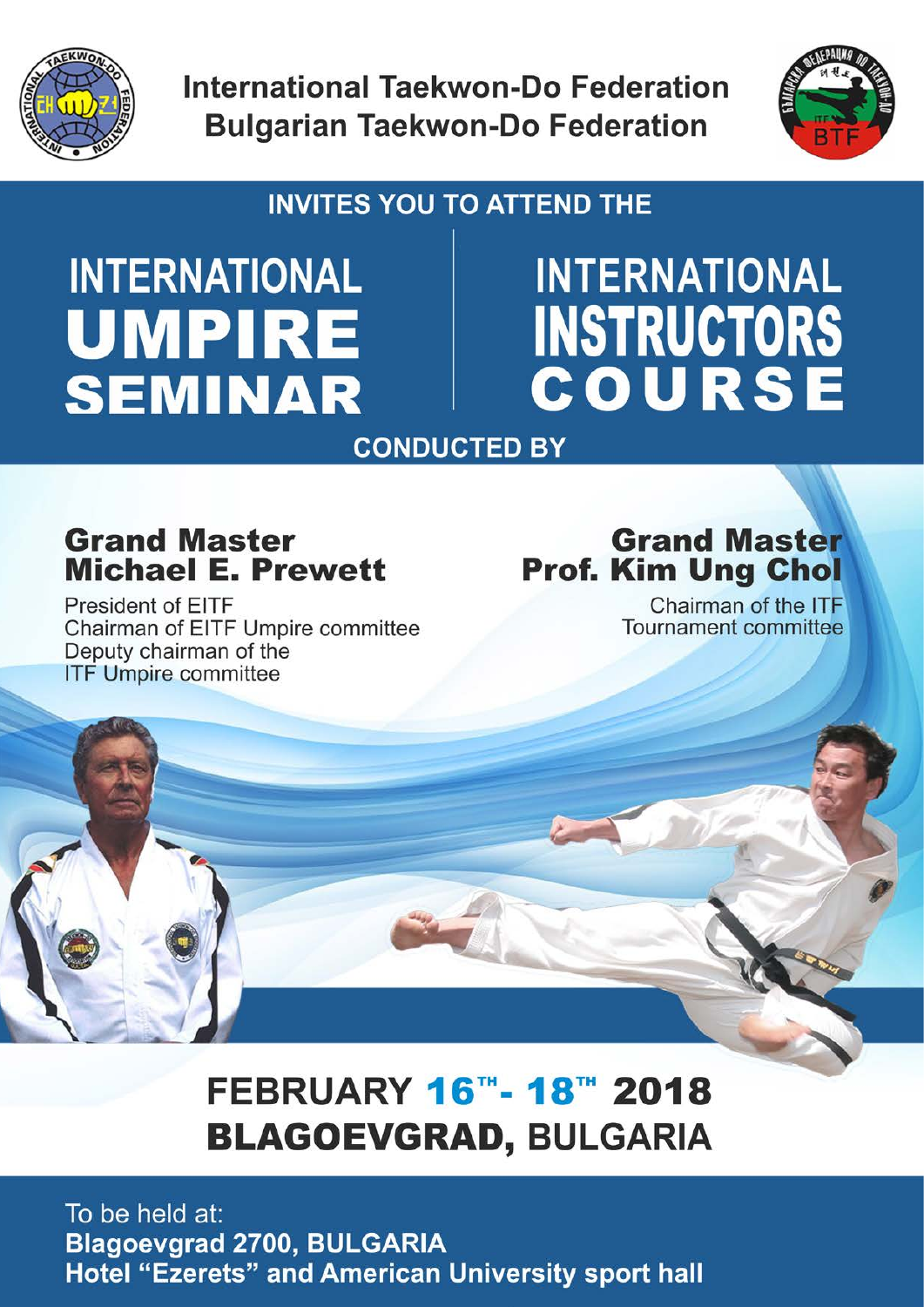**International Taekwon-Do Federation**
**Bulgarian Taekwon-Do Federation**

INVITES YOU TO ATTEND THE

# INTERNATIONAL UMPIRE SEMINAR

# INTERNATIONAL INSTRUCTORS COURSE

CONDUCTED BY

## Grand Master Michael E. Prewett

President of EITF
Chairman of EITF Umpire committee
Deputy chairman of the ITF Umpire committee

## Grand Master Prof. Kim Ung Chol

Chairman of the ITF Tournament committee

## FEBRUARY 16TH - 18TH 2018
## BLAGOEVGRAD, BULGARIA

To be held at:
**Blagoevgrad 2700, BULGARIA**
**Hotel "Ezerets" and American University sport hall**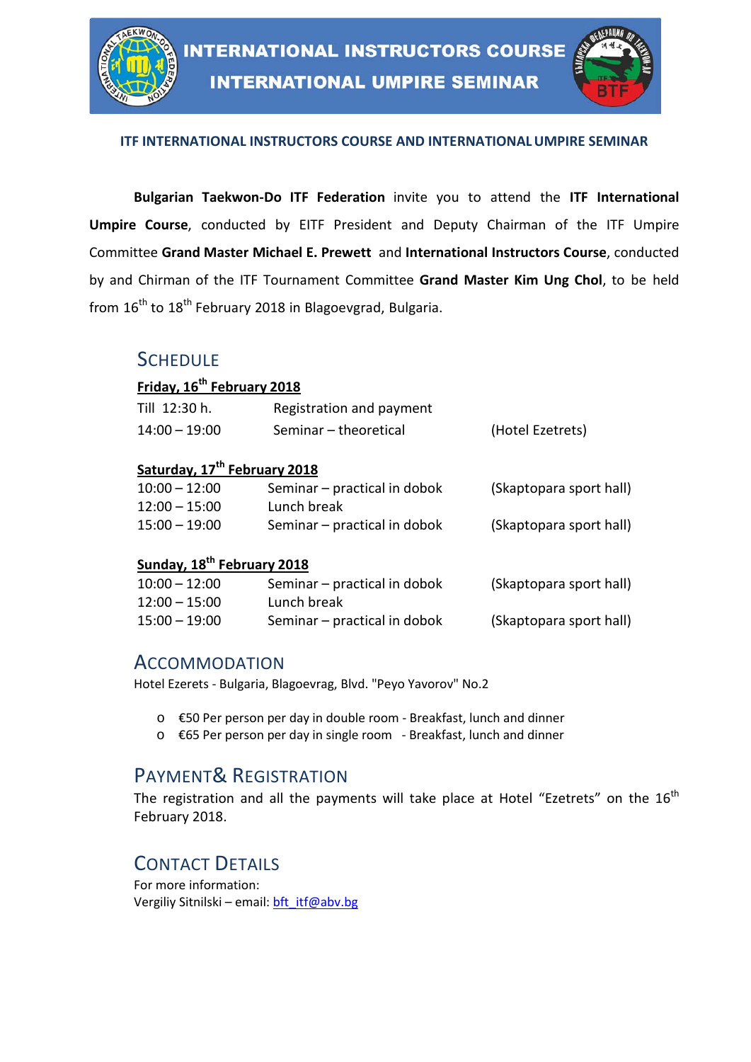# INTERNATIONAL INSTRUCTORS COURSE
# INTERNATIONAL UMPIRE SEMINAR

**ITF INTERNATIONAL INSTRUCTORS COURSE AND INTERNATIONAL UMPIRE SEMINAR**

**Bulgarian Taekwon-Do ITF Federation** invite you to attend the **ITF International Umpire Course**, conducted by EITF President and Deputy Chairman of the ITF Umpire Committee **Grand Master Michael E. Prewett** and **International Instructors Course**, conducted by and Chirman of the ITF Tournament Committee **Grand Master Kim Ung Chol**, to be held from 16th to 18th February 2018 in Blagoevgrad, Bulgaria.

## SCHEDULE

**Friday, 16th February 2018**

| | | |
|---|---|---|
| Till 12:30 h. | Registration and payment | |
| 14:00 – 19:00 | Seminar – theoretical | (Hotel Ezetrets) |

**Saturday, 17th February 2018**

| | | |
|---|---|---|
| 10:00 – 12:00 | Seminar – practical in dobok | (Skaptopara sport hall) |
| 12:00 – 15:00 | Lunch break | |
| 15:00 – 19:00 | Seminar – practical in dobok | (Skaptopara sport hall) |

**Sunday, 18th February 2018**

| | | |
|---|---|---|
| 10:00 – 12:00 | Seminar – practical in dobok | (Skaptopara sport hall) |
| 12:00 – 15:00 | Lunch break | |
| 15:00 – 19:00 | Seminar – practical in dobok | (Skaptopara sport hall) |

## ACCOMMODATION

Hotel Ezerets - Bulgaria, Blagoevrag, Blvd. "Peyo Yavorov" No.2

- €50 Per person per day in double room - Breakfast, lunch and dinner
- €65 Per person per day in single room - Breakfast, lunch and dinner

## PAYMENT& REGISTRATION

The registration and all the payments will take place at Hotel "Ezetrets" on the 16th February 2018.

## CONTACT DETAILS

For more information:
Vergiliy Sitnilski – email: bft_itf@abv.bg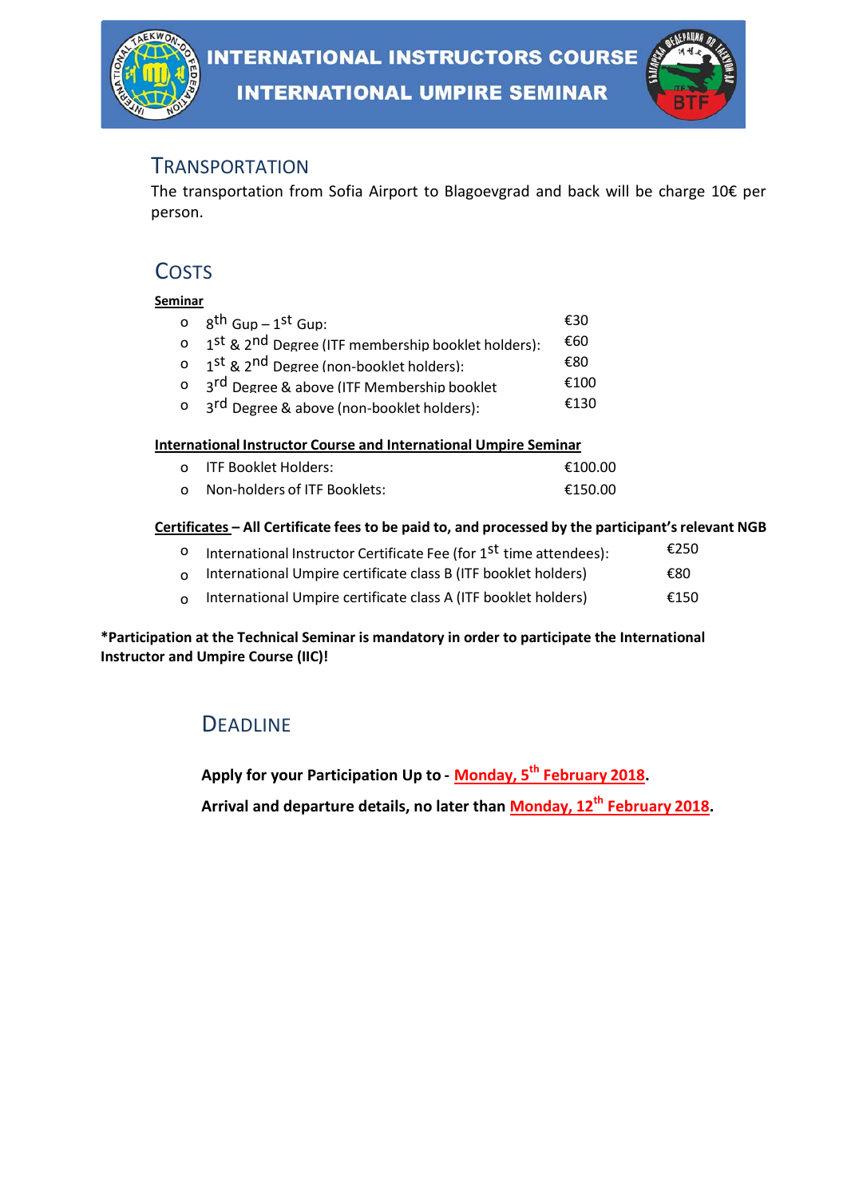## Transportation

The transportation from Sofia Airport to Blagoevgrad and back will be charge 10€ per person.

## Costs

**Seminar**

- 8th Gup – 1st Gup: €30
- 1st & 2nd Degree (ITF membership booklet holders): €60
- 1st & 2nd Degree (non-booklet holders): €80
- 3rd Degree & above (ITF Membership booklet €100
- 3rd Degree & above (non-booklet holders): €130

**International Instructor Course and International Umpire Seminar**

- ITF Booklet Holders: €100.00
- Non-holders of ITF Booklets: €150.00

**Certificates – All Certificate fees to be paid to, and processed by the participant's relevant NGB**

- International Instructor Certificate Fee (for 1st time attendees): €250
- International Umpire certificate class B (ITF booklet holders) €80
- International Umpire certificate class A (ITF booklet holders) €150

**\*Participation at the Technical Seminar is mandatory in order to participate the International Instructor and Umpire Course (IIC)!**

## Deadline

**Apply for your Participation Up to - Monday, 5th February 2018.**

**Arrival and departure details, no later than Monday, 12th February 2018.**